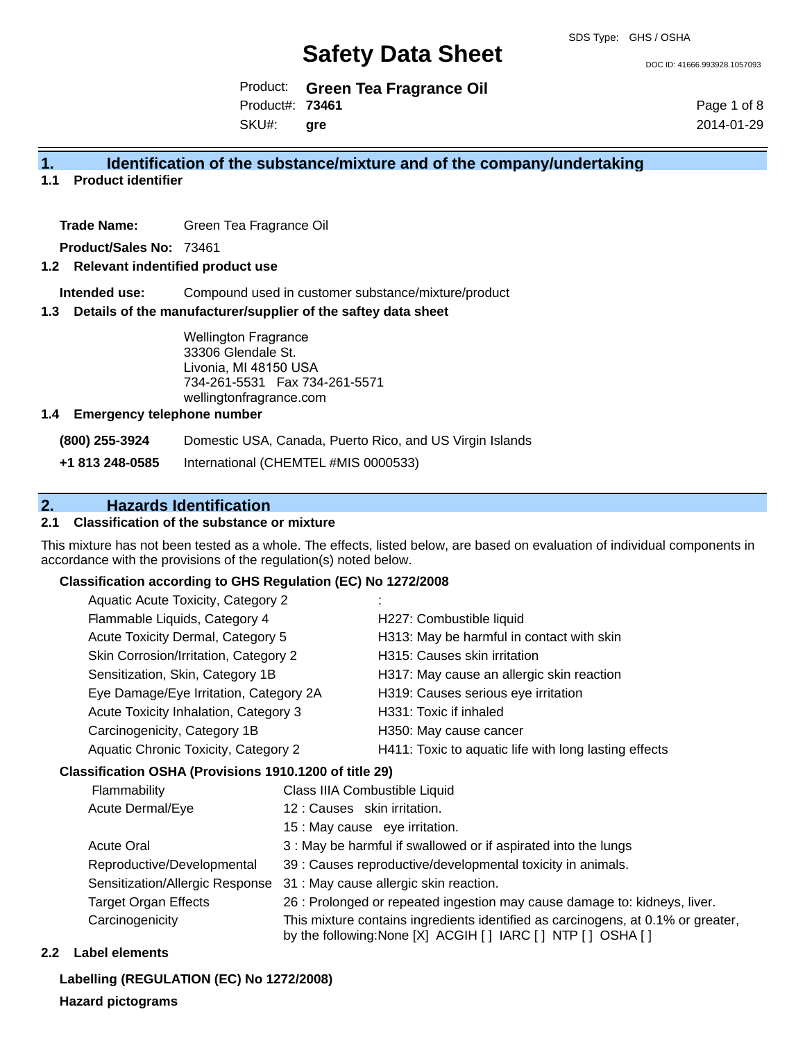# Safety Data Sheet

SDS Type: GHS / OSHA

DOC ID: 41666.993928.1057093

Product: **Green Tea Fragrance Oil**
Product#: **73461**
SKU#: **gre**

2014-01-29

## 1. Identification of the substance/mixture and of the company/undertaking

### 1.1 Product identifier

**Trade Name:** Green Tea Fragrance Oil

**Product/Sales No:** 73461

### 1.2 Relevant identified product use

**Intended use:** Compound used in customer substance/mixture/product

### 1.3 Details of the manufacturer/supplier of the saftey data sheet

Wellington Fragrance
33306 Glendale St.
Livonia, MI 48150 USA
734-261-5531 Fax 734-261-5571
wellingtonfragrance.com

### 1.4 Emergency telephone number

**(800) 255-3924** Domestic USA, Canada, Puerto Rico, and US Virgin Islands

**+1 813 248-0585** International (CHEMTEL #MIS 0000533)

## 2. Hazards Identification

### 2.1 Classification of the substance or mixture

This mixture has not been tested as a whole. The effects, listed below, are based on evaluation of individual components in accordance with the provisions of the regulation(s) noted below.

**Classification according to GHS Regulation (EC) No 1272/2008**

| | |
|---|---|
| Aquatic Acute Toxicity, Category 2 | : |
| Flammable Liquids, Category 4 | H227: Combustible liquid |
| Acute Toxicity Dermal, Category 5 | H313: May be harmful in contact with skin |
| Skin Corrosion/Irritation, Category 2 | H315: Causes skin irritation |
| Sensitization, Skin, Category 1B | H317: May cause an allergic skin reaction |
| Eye Damage/Eye Irritation, Category 2A | H319: Causes serious eye irritation |
| Acute Toxicity Inhalation, Category 3 | H331: Toxic if inhaled |
| Carcinogenicity, Category 1B | H350: May cause cancer |
| Aquatic Chronic Toxicity, Category 2 | H411: Toxic to aquatic life with long lasting effects |

**Classification OSHA (Provisions 1910.1200 of title 29)**

| | |
|---|---|
| Flammability | Class IIIA Combustible Liquid |
| Acute Dermal/Eye | 12 : Causes skin irritation. |
| | 15 : May cause eye irritation. |
| Acute Oral | 3 : May be harmful if swallowed or if aspirated into the lungs |
| Reproductive/Developmental | 39 : Causes reproductive/developmental toxicity in animals. |
| Sensitization/Allergic Response | 31 : May cause allergic skin reaction. |
| Target Organ Effects | 26 : Prolonged or repeated ingestion may cause damage to: kidneys, liver. |
| Carcinogenicity | This mixture contains ingredients identified as carcinogens, at 0.1% or greater, by the following:None [X] ACGIH [ ] IARC [ ] NTP [ ] OSHA [ ] |

### 2.2 Label elements

**Labelling (REGULATION (EC) No 1272/2008)**

**Hazard pictograms**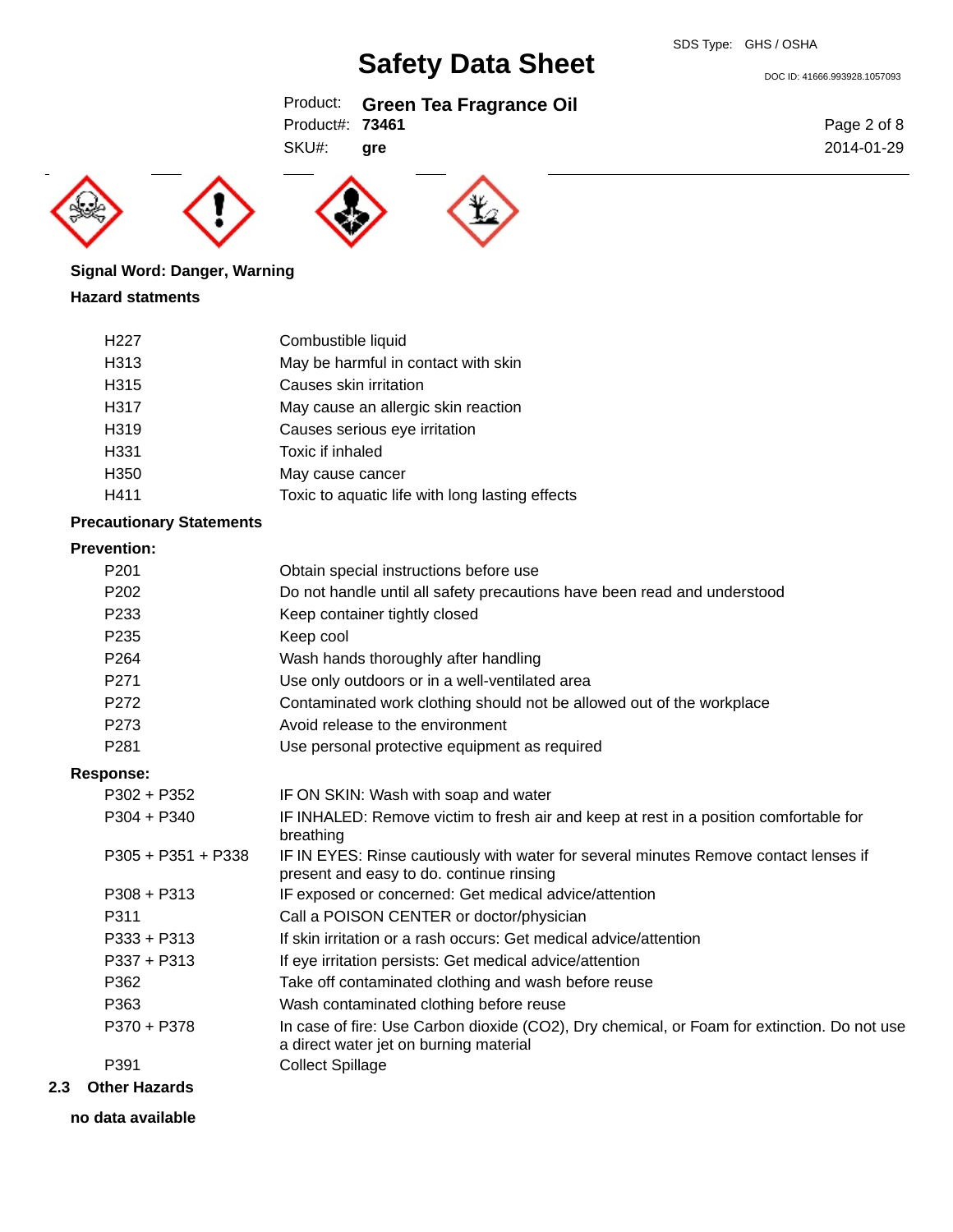**Signal Word: Danger, Warning**

**Hazard statments**

| | |
|---|---|
| H227 | Combustible liquid |
| H313 | May be harmful in contact with skin |
| H315 | Causes skin irritation |
| H317 | May cause an allergic skin reaction |
| H319 | Causes serious eye irritation |
| H331 | Toxic if inhaled |
| H350 | May cause cancer |
| H411 | Toxic to aquatic life with long lasting effects |

**Precautionary Statements**

**Prevention:**

| | |
|---|---|
| P201 | Obtain special instructions before use |
| P202 | Do not handle until all safety precautions have been read and understood |
| P233 | Keep container tightly closed |
| P235 | Keep cool |
| P264 | Wash hands thoroughly after handling |
| P271 | Use only outdoors or in a well-ventilated area |
| P272 | Contaminated work clothing should not be allowed out of the workplace |
| P273 | Avoid release to the environment |
| P281 | Use personal protective equipment as required |

**Response:**

| | |
|---|---|
| P302 + P352 | IF ON SKIN: Wash with soap and water |
| P304 + P340 | IF INHALED: Remove victim to fresh air and keep at rest in a position comfortable for breathing |
| P305 + P351 + P338 | IF IN EYES: Rinse cautiously with water for several minutes Remove contact lenses if present and easy to do. continue rinsing |
| P308 + P313 | IF exposed or concerned: Get medical advice/attention |
| P311 | Call a POISON CENTER or doctor/physician |
| P333 + P313 | If skin irritation or a rash occurs: Get medical advice/attention |
| P337 + P313 | If eye irritation persists: Get medical advice/attention |
| P362 | Take off contaminated clothing and wash before reuse |
| P363 | Wash contaminated clothing before reuse |
| P370 + P378 | In case of fire: Use Carbon dioxide ($CO_2$), Dry chemical, or Foam for extinction. Do not use a direct water jet on burning material |
| P391 | Collect Spillage |

## 2.3 Other Hazards

**no data available**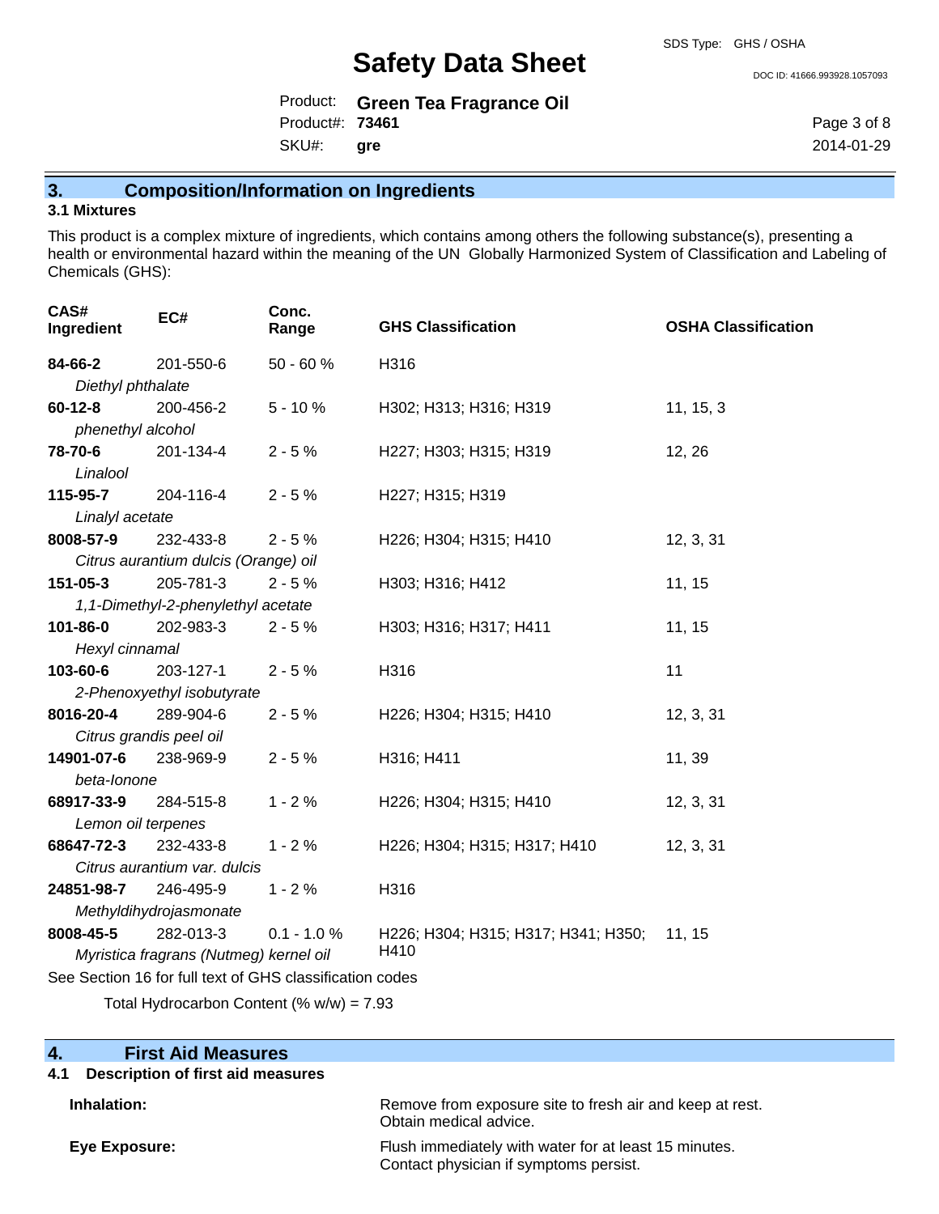## 3. Composition/Information on Ingredients

### 3.1 Mixtures

This product is a complex mixture of ingredients, which contains among others the following substance(s), presenting a health or environmental hazard within the meaning of the UN Globally Harmonized System of Classification and Labeling of Chemicals (GHS):

| CAS# Ingredient | EC# | Conc. Range | GHS Classification | OSHA Classification |
|---|---|---|---|---|
| **84-66-2** *Diethyl phthalate* | 201-550-6 | 50 - 60 % | H316 | |
| **60-12-8** *phenethyl alcohol* | 200-456-2 | 5 - 10 % | H302; H313; H316; H319 | 11, 15, 3 |
| **78-70-6** *Linalool* | 201-134-4 | 2 - 5 % | H227; H303; H315; H319 | 12, 26 |
| **115-95-7** *Linalyl acetate* | 204-116-4 | 2 - 5 % | H227; H315; H319 | |
| **8008-57-9** *Citrus aurantium dulcis (Orange) oil* | 232-433-8 | 2 - 5 % | H226; H304; H315; H410 | 12, 3, 31 |
| **151-05-3** *1,1-Dimethyl-2-phenylethyl acetate* | 205-781-3 | 2 - 5 % | H303; H316; H412 | 11, 15 |
| **101-86-0** *Hexyl cinnamal* | 202-983-3 | 2 - 5 % | H303; H316; H317; H411 | 11, 15 |
| **103-60-6** *2-Phenoxyethyl isobutyrate* | 203-127-1 | 2 - 5 % | H316 | 11 |
| **8016-20-4** *Citrus grandis peel oil* | 289-904-6 | 2 - 5 % | H226; H304; H315; H410 | 12, 3, 31 |
| **14901-07-6** *beta-Ionone* | 238-969-9 | 2 - 5 % | H316; H411 | 11, 39 |
| **68917-33-9** *Lemon oil terpenes* | 284-515-8 | 1 - 2 % | H226; H304; H315; H410 | 12, 3, 31 |
| **68647-72-3** *Citrus aurantium var. dulcis* | 232-433-8 | 1 - 2 % | H226; H304; H315; H317; H410 | 12, 3, 31 |
| **24851-98-7** *Methyldihydrojasmonate* | 246-495-9 | 1 - 2 % | H316 | |
| **8008-45-5** *Myristica fragrans (Nutmeg) kernel oil* | 282-013-3 | 0.1 - 1.0 % | H226; H304; H315; H317; H341; H350; H410 | 11, 15 |

See Section 16 for full text of GHS classification codes

Total Hydrocarbon Content (% w/w) = 7.93

## 4. First Aid Measures

### 4.1 Description of first aid measures

**Inhalation:** Remove from exposure site to fresh air and keep at rest. Obtain medical advice.

**Eye Exposure:** Flush immediately with water for at least 15 minutes. Contact physician if symptoms persist.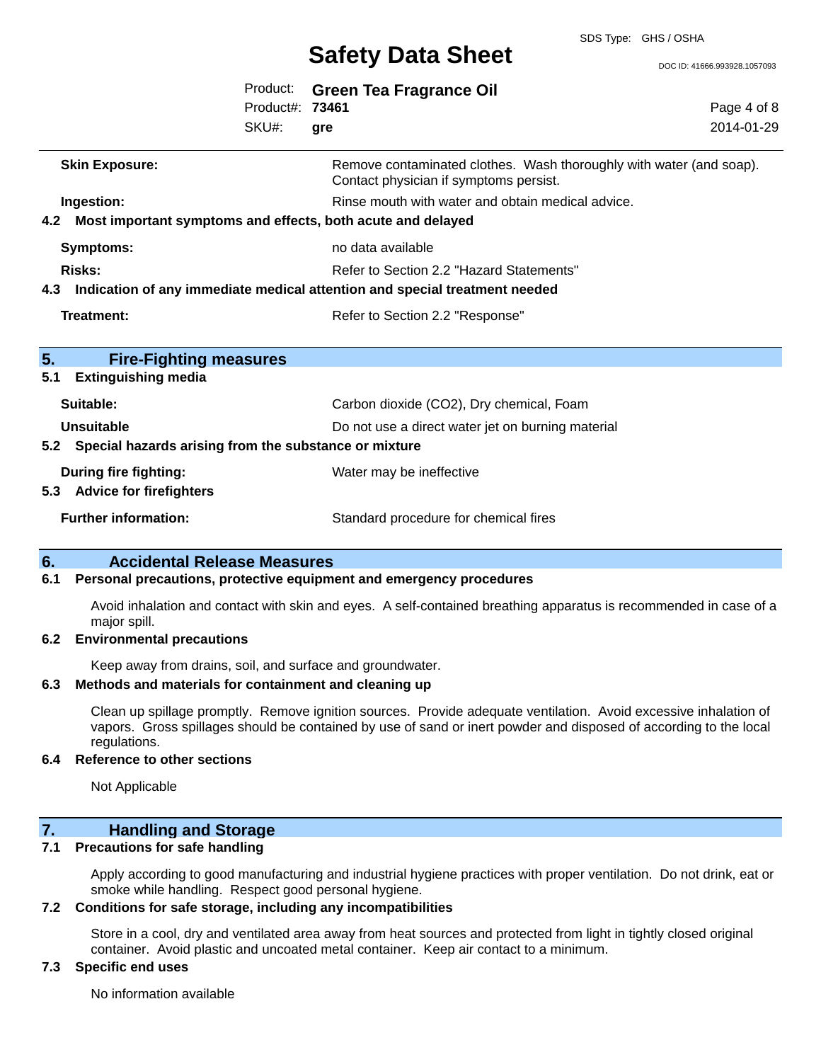| | |
|---|---|
| **Skin Exposure:** | Remove contaminated clothes. Wash thoroughly with water (and soap). Contact physician if symptoms persist. |
| **Ingestion:** | Rinse mouth with water and obtain medical advice. |

### 4.2 Most important symptoms and effects, both acute and delayed

| | |
|---|---|
| **Symptoms:** | no data available |
| **Risks:** | Refer to Section 2.2 "Hazard Statements" |

### 4.3 Indication of any immediate medical attention and special treatment needed

| | |
|---|---|
| **Treatment:** | Refer to Section 2.2 "Response" |

## 5. Fire-Fighting measures

### 5.1 Extinguishing media

| | |
|---|---|
| **Suitable:** | Carbon dioxide ($CO_2$), Dry chemical, Foam |
| **Unsuitable** | Do not use a direct water jet on burning material |

### 5.2 Special hazards arising from the substance or mixture

| | |
|---|---|
| **During fire fighting:** | Water may be ineffective |

### 5.3 Advice for firefighters

| | |
|---|---|
| **Further information:** | Standard procedure for chemical fires |

## 6. Accidental Release Measures

### 6.1 Personal precautions, protective equipment and emergency procedures

Avoid inhalation and contact with skin and eyes. A self-contained breathing apparatus is recommended in case of a major spill.

### 6.2 Environmental precautions

Keep away from drains, soil, and surface and groundwater.

### 6.3 Methods and materials for containment and cleaning up

Clean up spillage promptly. Remove ignition sources. Provide adequate ventilation. Avoid excessive inhalation of vapors. Gross spillages should be contained by use of sand or inert powder and disposed of according to the local regulations.

### 6.4 Reference to other sections

Not Applicable

## 7. Handling and Storage

### 7.1 Precautions for safe handling

Apply according to good manufacturing and industrial hygiene practices with proper ventilation. Do not drink, eat or smoke while handling. Respect good personal hygiene.

### 7.2 Conditions for safe storage, including any incompatibilities

Store in a cool, dry and ventilated area away from heat sources and protected from light in tightly closed original container. Avoid plastic and uncoated metal container. Keep air contact to a minimum.

### 7.3 Specific end uses

No information available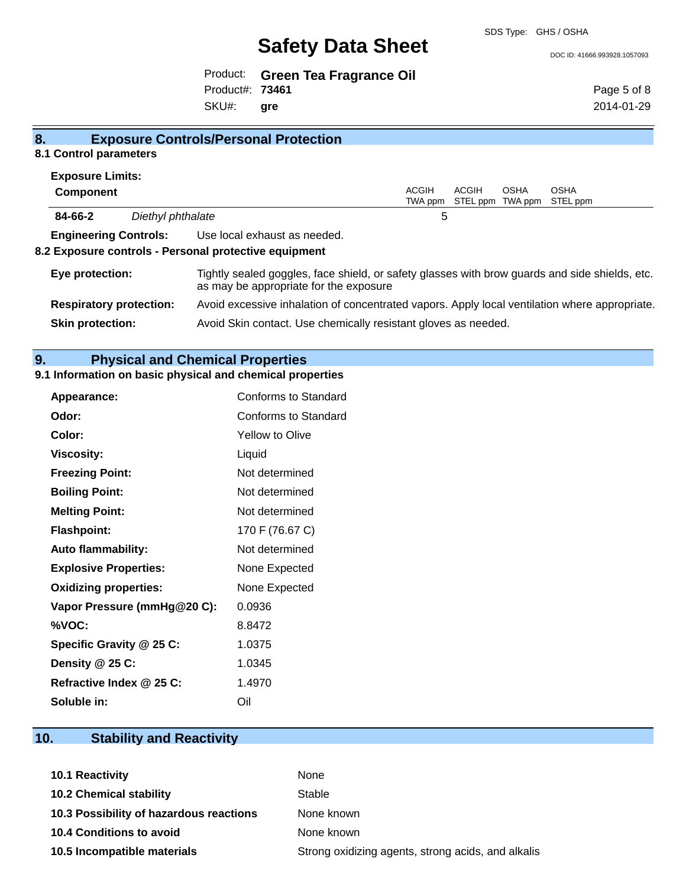## 8. Exposure Controls/Personal Protection

### 8.1 Control parameters

**Exposure Limits:**

| **Component** | | ACGIH TWA ppm | ACGIH STEL ppm | OSHA TWA ppm | OSHA STEL ppm |
|---|---|---|---|---|---|
| **84-66-2** | *Diethyl phthalate* | 5 | | | |

**Engineering Controls:** Use local exhaust as needed.

### 8.2 Exposure controls - Personal protective equipment

**Eye protection:** Tightly sealed goggles, face shield, or safety glasses with brow guards and side shields, etc. as may be appropriate for the exposure

**Respiratory protection:** Avoid excessive inhalation of concentrated vapors. Apply local ventilation where appropriate.

**Skin protection:** Avoid Skin contact. Use chemically resistant gloves as needed.

## 9. Physical and Chemical Properties

### 9.1 Information on basic physical and chemical properties

| | |
|---|---|
| **Appearance:** | Conforms to Standard |
| **Odor:** | Conforms to Standard |
| **Color:** | Yellow to Olive |
| **Viscosity:** | Liquid |
| **Freezing Point:** | Not determined |
| **Boiling Point:** | Not determined |
| **Melting Point:** | Not determined |
| **Flashpoint:** | 170 F (76.67 C) |
| **Auto flammability:** | Not determined |
| **Explosive Properties:** | None Expected |
| **Oxidizing properties:** | None Expected |
| **Vapor Pressure (mmHg@20 C):** | 0.0936 |
| **%VOC:** | 8.8472 |
| **Specific Gravity @ 25 C:** | 1.0375 |
| **Density @ 25 C:** | 1.0345 |
| **Refractive Index @ 25 C:** | 1.4970 |
| **Soluble in:** | Oil |

## 10. Stability and Reactivity

| | |
|---|---|
| **10.1 Reactivity** | None |
| **10.2 Chemical stability** | Stable |
| **10.3 Possibility of hazardous reactions** | None known |
| **10.4 Conditions to avoid** | None known |
| **10.5 Incompatible materials** | Strong oxidizing agents, strong acids, and alkalis |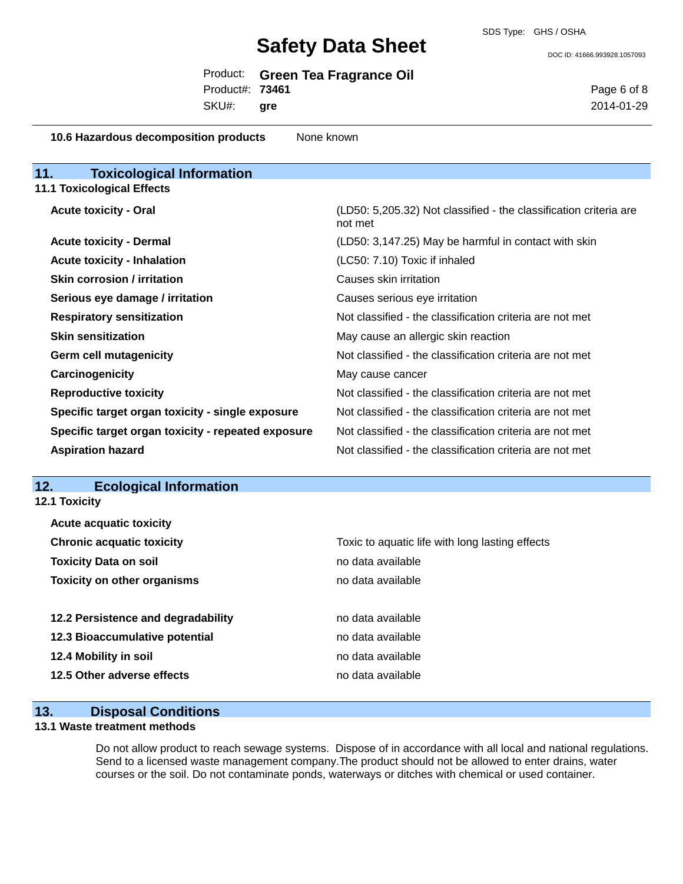**10.6 Hazardous decomposition products** None known

## 11. Toxicological Information

### 11.1 Toxicological Effects

| | |
|---|---|
| **Acute toxicity - Oral** | (LD50: 5,205.32) Not classified - the classification criteria are not met |
| **Acute toxicity - Dermal** | (LD50: 3,147.25) May be harmful in contact with skin |
| **Acute toxicity - Inhalation** | (LC50: 7.10) Toxic if inhaled |
| **Skin corrosion / irritation** | Causes skin irritation |
| **Serious eye damage / irritation** | Causes serious eye irritation |
| **Respiratory sensitization** | Not classified - the classification criteria are not met |
| **Skin sensitization** | May cause an allergic skin reaction |
| **Germ cell mutagenicity** | Not classified - the classification criteria are not met |
| **Carcinogenicity** | May cause cancer |
| **Reproductive toxicity** | Not classified - the classification criteria are not met |
| **Specific target organ toxicity - single exposure** | Not classified - the classification criteria are not met |
| **Specific target organ toxicity - repeated exposure** | Not classified - the classification criteria are not met |
| **Aspiration hazard** | Not classified - the classification criteria are not met |

## 12. Ecological Information

### 12.1 Toxicity

| | |
|---|---|
| **Acute acquatic toxicity** | |
| **Chronic acquatic toxicity** | Toxic to aquatic life with long lasting effects |
| **Toxicity Data on soil** | no data available |
| **Toxicity on other organisms** | no data available |

| | |
|---|---|
| **12.2 Persistence and degradability** | no data available |
| **12.3 Bioaccumulative potential** | no data available |
| **12.4 Mobility in soil** | no data available |
| **12.5 Other adverse effects** | no data available |

## 13. Disposal Conditions

### 13.1 Waste treatment methods

Do not allow product to reach sewage systems. Dispose of in accordance with all local and national regulations. Send to a licensed waste management company.The product should not be allowed to enter drains, water courses or the soil. Do not contaminate ponds, waterways or ditches with chemical or used container.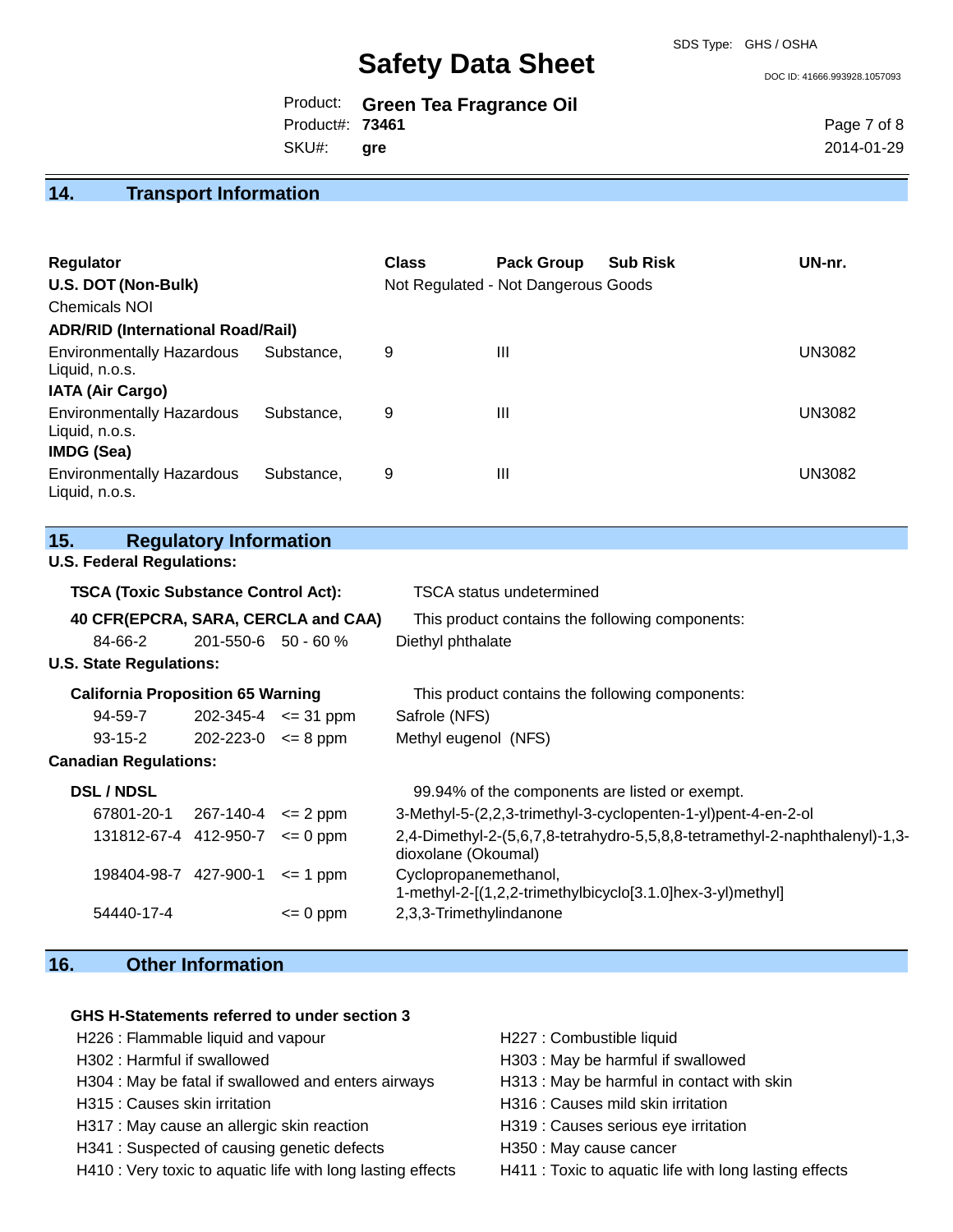## 14. Transport Information

| Regulator | Class | Pack Group | Sub Risk | UN-nr. |
|---|---|---|---|---|
| **U.S. DOT (Non-Bulk)** | Not Regulated - Not Dangerous Goods | | | |
| Chemicals NOI | | | | |
| **ADR/RID (International Road/Rail)** | | | | |
| Environmentally Hazardous Substance, Liquid, n.o.s. | 9 | III | | UN3082 |
| **IATA (Air Cargo)** | | | | |
| Environmentally Hazardous Substance, Liquid, n.o.s. | 9 | III | | UN3082 |
| **IMDG (Sea)** | | | | |
| Environmentally Hazardous Substance, Liquid, n.o.s. | 9 | III | | UN3082 |

## 15. Regulatory Information

**U.S. Federal Regulations:**

**TSCA (Toxic Substance Control Act):** TSCA status undetermined

**40 CFR(EPCRA, SARA, CERCLA and CAA)** This product contains the following components:

| CAS | EINECS | Amount | Component |
|---|---|---|---|
| 84-66-2 | 201-550-6 | 50 - 60 % | Diethyl phthalate |

**U.S. State Regulations:**

**California Proposition 65 Warning** This product contains the following components:

| CAS | EINECS | Amount | Component |
|---|---|---|---|
| 94-59-7 | 202-345-4 | <= 31 ppm | Safrole (NFS) |
| 93-15-2 | 202-223-0 | <= 8 ppm | Methyl eugenol (NFS) |

**Canadian Regulations:**

**DSL / NDSL** 99.94% of the components are listed or exempt.

| CAS | EINECS | Amount | Component |
|---|---|---|---|
| 67801-20-1 | 267-140-4 | <= 2 ppm | 3-Methyl-5-(2,2,3-trimethyl-3-cyclopenten-1-yl)pent-4-en-2-ol |
| 131812-67-4 | 412-950-7 | <= 0 ppm | 2,4-Dimethyl-2-(5,6,7,8-tetrahydro-5,5,8,8-tetramethyl-2-naphthalenyl)-1,3-dioxolane (Okoumal) |
| 198404-98-7 | 427-900-1 | <= 1 ppm | Cyclopropanemethanol, 1-methyl-2-[(1,2,2-trimethylbicyclo[3.1.0]hex-3-yl)methyl] |
| 54440-17-4 | | <= 0 ppm | 2,3,3-Trimethylindanone |

## 16. Other Information

**GHS H-Statements referred to under section 3**

- H226 : Flammable liquid and vapour
- H227 : Combustible liquid
- H302 : Harmful if swallowed
- H303 : May be harmful if swallowed
- H304 : May be fatal if swallowed and enters airways
- H313 : May be harmful in contact with skin
- H315 : Causes skin irritation
- H316 : Causes mild skin irritation
- H317 : May cause an allergic skin reaction
- H319 : Causes serious eye irritation
- H341 : Suspected of causing genetic defects
- H350 : May cause cancer
- H410 : Very toxic to aquatic life with long lasting effects
- H411 : Toxic to aquatic life with long lasting effects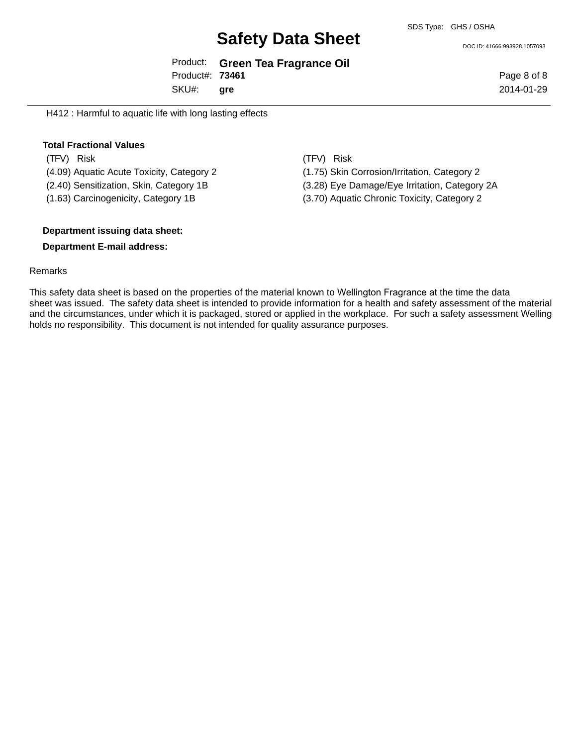H412 : Harmful to aquatic life with long lasting effects

**Total Fractional Values**

| (TFV) | Risk | (TFV) | Risk |
|---|---|---|---|
| (4.09) | Aquatic Acute Toxicity, Category 2 | (1.75) | Skin Corrosion/Irritation, Category 2 |
| (2.40) | Sensitization, Skin, Category 1B | (3.28) | Eye Damage/Eye Irritation, Category 2A |
| (1.63) | Carcinogenicity, Category 1B | (3.70) | Aquatic Chronic Toxicity, Category 2 |

**Department issuing data sheet:**

**Department E-mail address:**

Remarks

This safety data sheet is based on the properties of the material known to Wellington Fragrance at the time the data sheet was issued. The safety data sheet is intended to provide information for a health and safety assessment of the material and the circumstances, under which it is packaged, stored or applied in the workplace. For such a safety assessment Welling holds no responsibility. This document is not intended for quality assurance purposes.